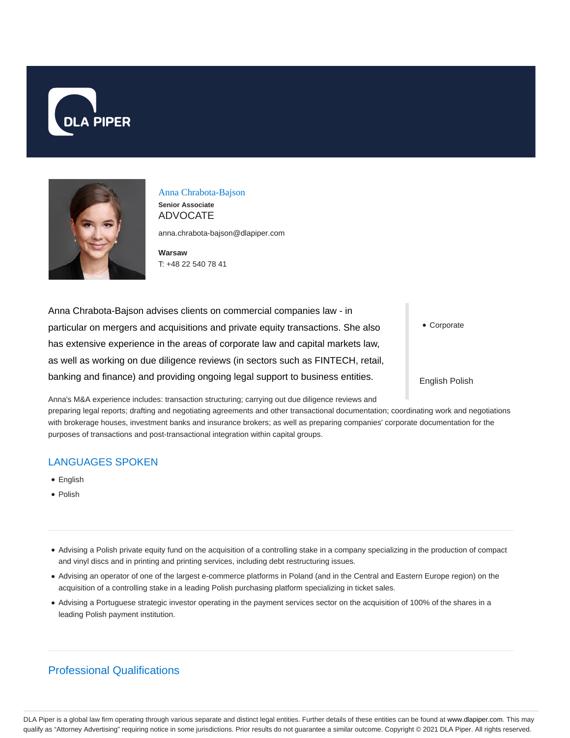DLA PIPER

# Anna Chrabota-Bajson

**Senior Associate**

ADVOCATE

anna.chrabota-bajson@dlapiper.com

**Warsaw**

T: +48 22 540 78 41

Anna Chrabota-Bajson advises clients on commercial companies law - in particular on mergers and acquisitions and private equity transactions. She also has extensive experience in the areas of corporate law and capital markets law, as well as working on due diligence reviews (in sectors such as FINTECH, retail, banking and finance) and providing ongoing legal support to business entities.

- Corporate

English Polish

Anna's M&A experience includes: transaction structuring; carrying out due diligence reviews and preparing legal reports; drafting and negotiating agreements and other transactional documentation; coordinating work and negotiations with brokerage houses, investment banks and insurance brokers; as well as preparing companies' corporate documentation for the purposes of transactions and post-transactional integration within capital groups.

## LANGUAGES SPOKEN

- English
- Polish

---

- Advising a Polish private equity fund on the acquisition of a controlling stake in a company specializing in the production of compact and vinyl discs and in printing and printing services, including debt restructuring issues.
- Advising an operator of one of the largest e-commerce platforms in Poland (and in the Central and Eastern Europe region) on the acquisition of a controlling stake in a leading Polish purchasing platform specializing in ticket sales.
- Advising a Portuguese strategic investor operating in the payment services sector on the acquisition of 100% of the shares in a leading Polish payment institution.

---

## Professional Qualifications

DLA Piper is a global law firm operating through various separate and distinct legal entities. Further details of these entities can be found at www.dlapiper.com. This may qualify as "Attorney Advertising" requiring notice in some jurisdictions. Prior results do not guarantee a similar outcome. Copyright © 2021 DLA Piper. All rights reserved.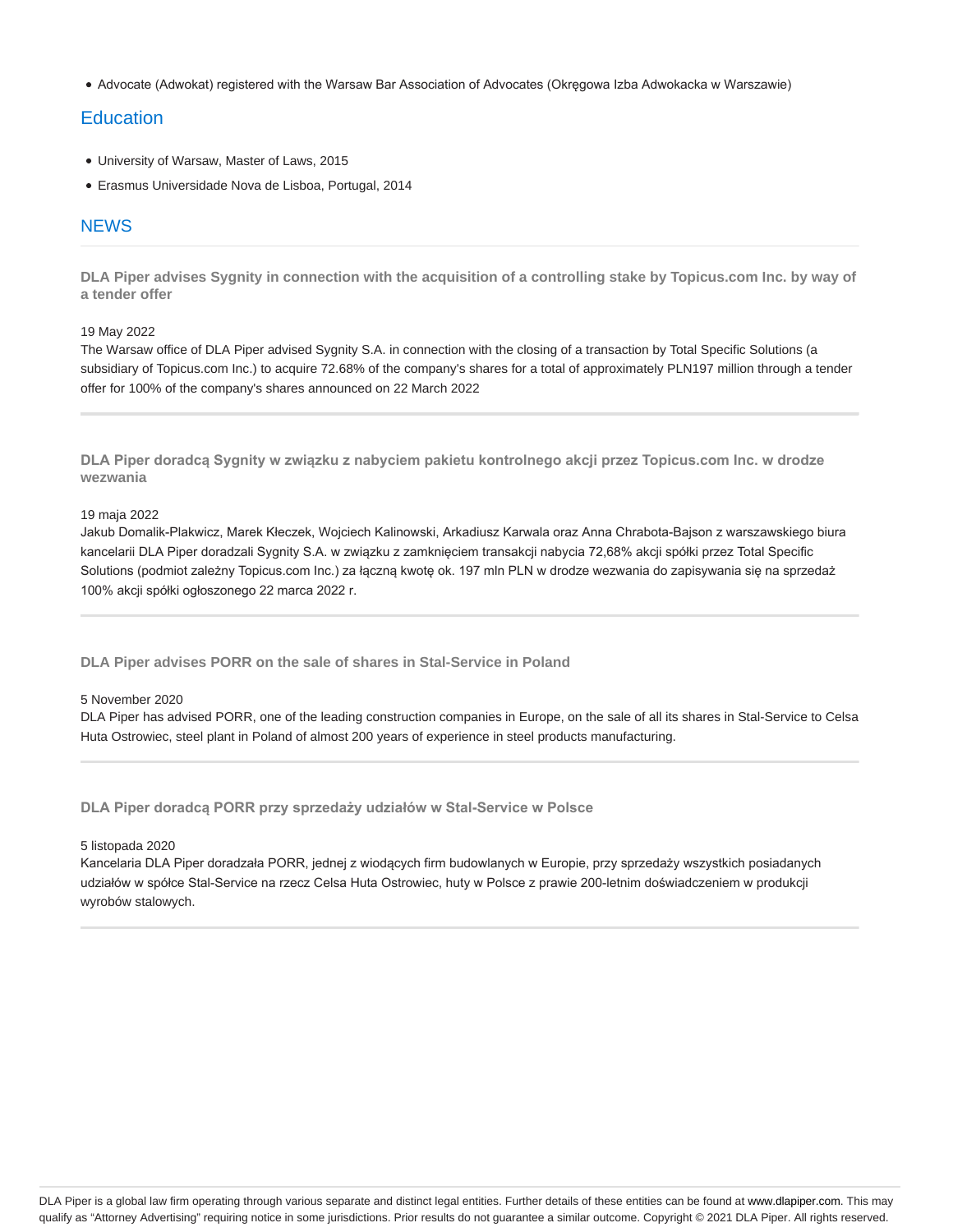- Advocate (Adwokat) registered with the Warsaw Bar Association of Advocates (Okręgowa Izba Adwokacka w Warszawie)

## Education

- University of Warsaw, Master of Laws, 2015
- Erasmus Universidade Nova de Lisboa, Portugal, 2014

## NEWS

### DLA Piper advises Sygnity in connection with the acquisition of a controlling stake by Topicus.com Inc. by way of a tender offer

19 May 2022

The Warsaw office of DLA Piper advised Sygnity S.A. in connection with the closing of a transaction by Total Specific Solutions (a subsidiary of Topicus.com Inc.) to acquire 72.68% of the company's shares for a total of approximately PLN197 million through a tender offer for 100% of the company's shares announced on 22 March 2022

### DLA Piper doradcą Sygnity w związku z nabyciem pakietu kontrolnego akcji przez Topicus.com Inc. w drodze wezwania

19 maja 2022

Jakub Domalik-Plakwicz, Marek Kłeczek, Wojciech Kalinowski, Arkadiusz Karwala oraz Anna Chrabota-Bajson z warszawskiego biura kancelarii DLA Piper doradzali Sygnity S.A. w związku z zamknięciem transakcji nabycia 72,68% akcji spółki przez Total Specific Solutions (podmiot zależny Topicus.com Inc.) za łączną kwotę ok. 197 mln PLN w drodze wezwania do zapisywania się na sprzedaż 100% akcji spółki ogłoszonego 22 marca 2022 r.

### DLA Piper advises PORR on the sale of shares in Stal-Service in Poland

5 November 2020

DLA Piper has advised PORR, one of the leading construction companies in Europe, on the sale of all its shares in Stal-Service to Celsa Huta Ostrowiec, steel plant in Poland of almost 200 years of experience in steel products manufacturing.

### DLA Piper doradcą PORR przy sprzedaży udziałów w Stal-Service w Polsce

5 listopada 2020

Kancelaria DLA Piper doradzała PORR, jednej z wiodących firm budowlanych w Europie, przy sprzedaży wszystkich posiadanych udziałów w spółce Stal-Service na rzecz Celsa Huta Ostrowiec, huty w Polsce z prawie 200-letnim doświadczeniem w produkcji wyrobów stalowych.